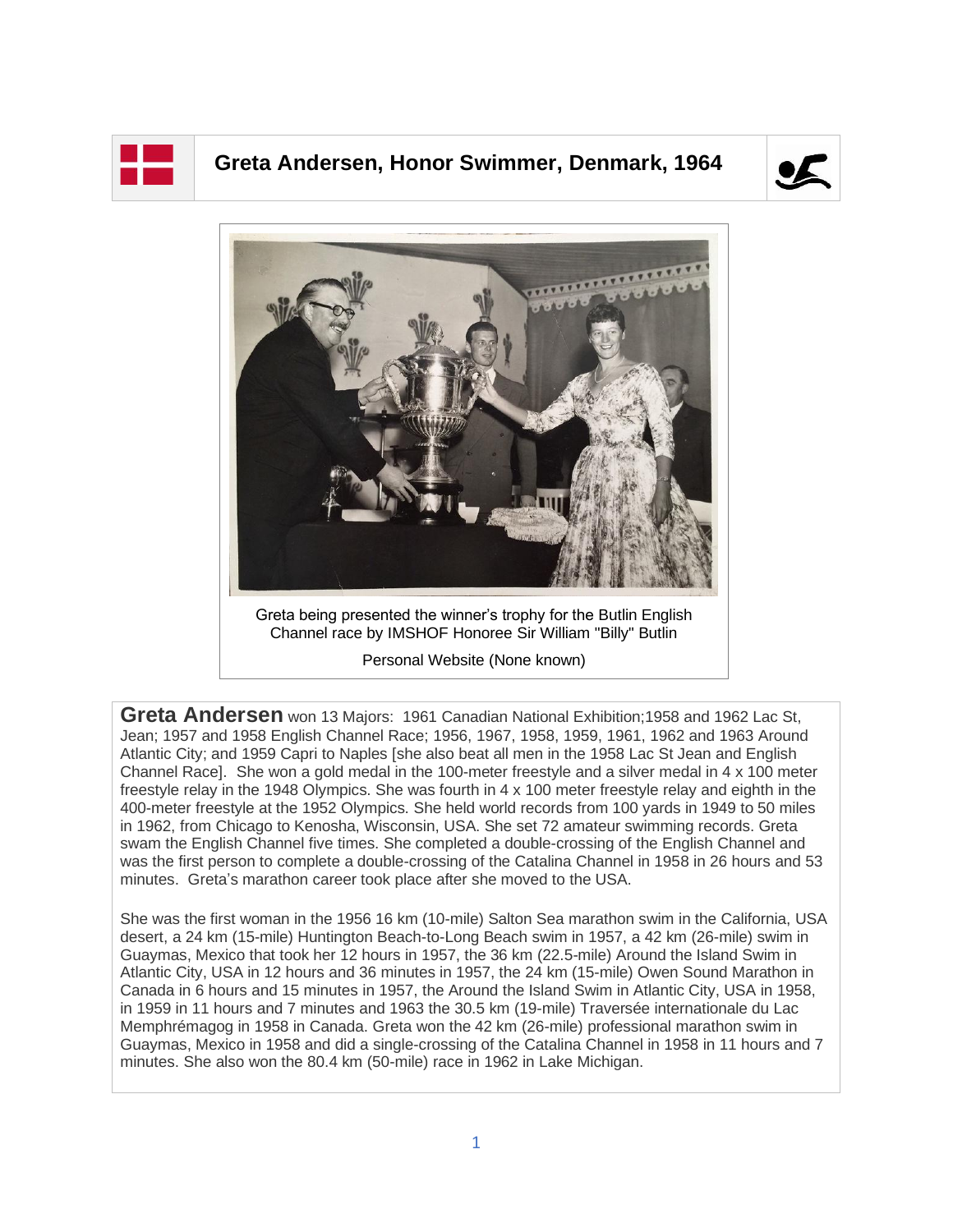# Greta Andersen, Honor Swimmer, Denmark, 1964

Greta being presented the winner's trophy for the Butlin English Channel race by IMSHOF Honoree Sir William "Billy" Butlin

Personal Website (None known)

**Greta Andersen** won 13 Majors: 1961 Canadian National Exhibition;1958 and 1962 Lac St, Jean; 1957 and 1958 English Channel Race; 1956, 1967, 1958, 1959, 1961, 1962 and 1963 Around Atlantic City; and 1959 Capri to Naples [she also beat all men in the 1958 Lac St Jean and English Channel Race]. She won a gold medal in the 100-meter freestyle and a silver medal in 4 x 100 meter freestyle relay in the 1948 Olympics. She was fourth in 4 x 100 meter freestyle relay and eighth in the 400-meter freestyle at the 1952 Olympics. She held world records from 100 yards in 1949 to 50 miles in 1962, from Chicago to Kenosha, Wisconsin, USA. She set 72 amateur swimming records. Greta swam the English Channel five times. She completed a double-crossing of the English Channel and was the first person to complete a double-crossing of the Catalina Channel in 1958 in 26 hours and 53 minutes. Greta's marathon career took place after she moved to the USA.

She was the first woman in the 1956 16 km (10-mile) Salton Sea marathon swim in the California, USA desert, a 24 km (15-mile) Huntington Beach-to-Long Beach swim in 1957, a 42 km (26-mile) swim in Guaymas, Mexico that took her 12 hours in 1957, the 36 km (22.5-mile) Around the Island Swim in Atlantic City, USA in 12 hours and 36 minutes in 1957, the 24 km (15-mile) Owen Sound Marathon in Canada in 6 hours and 15 minutes in 1957, the Around the Island Swim in Atlantic City, USA in 1958, in 1959 in 11 hours and 7 minutes and 1963 the 30.5 km (19-mile) Traversée internationale du Lac Memphrémagog in 1958 in Canada. Greta won the 42 km (26-mile) professional marathon swim in Guaymas, Mexico in 1958 and did a single-crossing of the Catalina Channel in 1958 in 11 hours and 7 minutes. She also won the 80.4 km (50-mile) race in 1962 in Lake Michigan.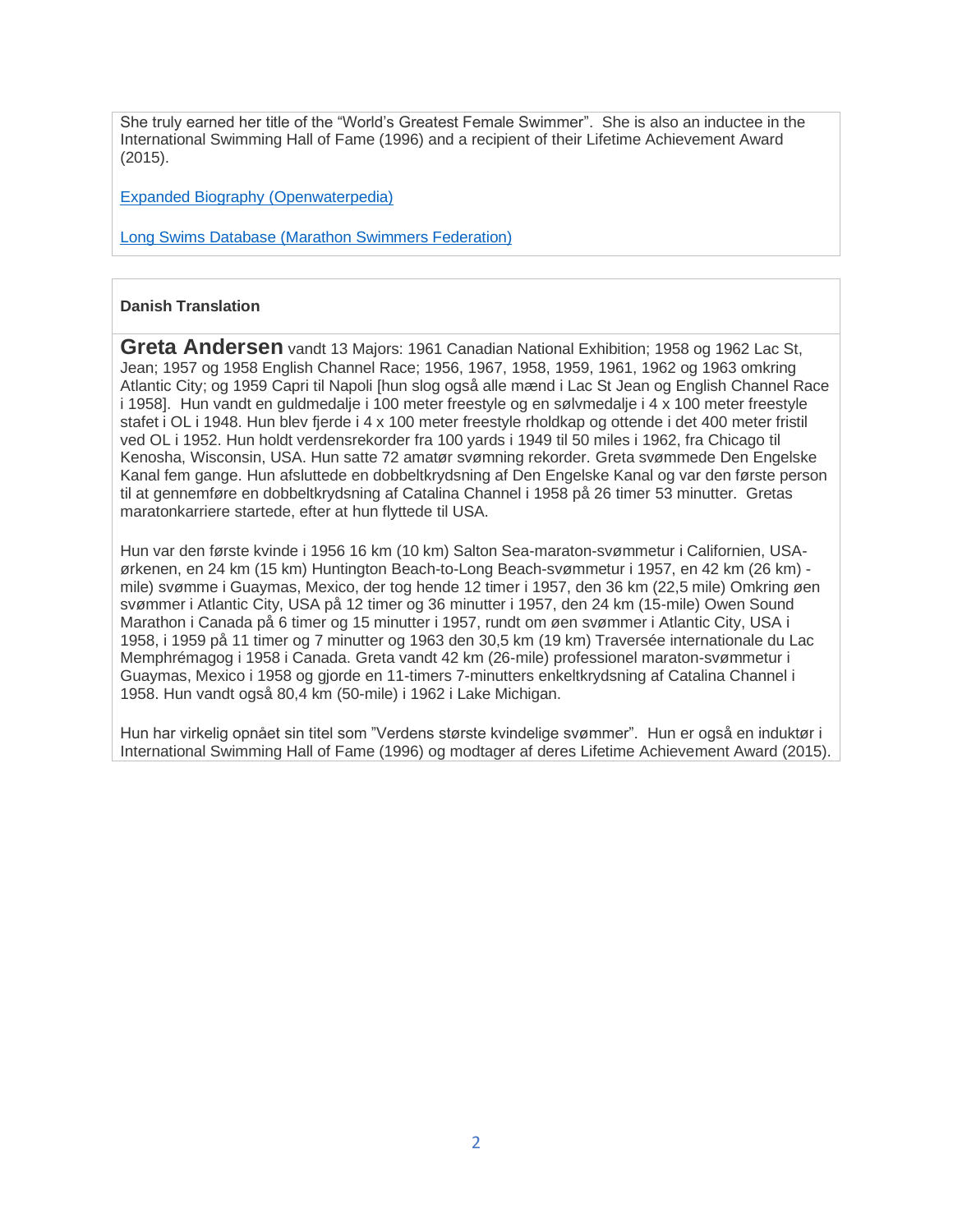She truly earned her title of the “World’s Greatest Female Swimmer”. She is also an inductee in the International Swimming Hall of Fame (1996) and a recipient of their Lifetime Achievement Award (2015).

[Expanded Biography (Openwaterpedia)]

[Long Swims Database (Marathon Swimmers Federation)]

**Danish Translation**

**Greta Andersen** vandt 13 Majors: 1961 Canadian National Exhibition; 1958 og 1962 Lac St, Jean; 1957 og 1958 English Channel Race; 1956, 1967, 1958, 1959, 1961, 1962 og 1963 omkring Atlantic City; og 1959 Capri til Napoli [hun slog også alle mænd i Lac St Jean og English Channel Race i 1958]. Hun vandt en guldmedalje i 100 meter freestyle og en sølvmedalje i 4 x 100 meter freestyle stafet i OL i 1948. Hun blev fjerde i 4 x 100 meter freestyle rholdkap og ottende i det 400 meter fristil ved OL i 1952. Hun holdt verdensrekorder fra 100 yards i 1949 til 50 miles i 1962, fra Chicago til Kenosha, Wisconsin, USA. Hun satte 72 amatør svømning rekorder. Greta svømmede Den Engelske Kanal fem gange. Hun afsluttede en dobbeltkrydsning af Den Engelske Kanal og var den første person til at gennemføre en dobbeltkrydsning af Catalina Channel i 1958 på 26 timer 53 minutter. Gretas maratonkarriere startede, efter at hun flyttede til USA.

Hun var den første kvinde i 1956 16 km (10 km) Salton Sea-maraton-svømmetur i Californien, USA-ørkenen, en 24 km (15 km) Huntington Beach-to-Long Beach-svømmetur i 1957, en 42 km (26 km) -mile) svømme i Guaymas, Mexico, der tog hende 12 timer i 1957, den 36 km (22,5 mile) Omkring øen svømmer i Atlantic City, USA på 12 timer og 36 minutter i 1957, den 24 km (15-mile) Owen Sound Marathon i Canada på 6 timer og 15 minutter i 1957, rundt om øen svømmer i Atlantic City, USA i 1958, i 1959 på 11 timer og 7 minutter og 1963 den 30,5 km (19 km) Traversée internationale du Lac Memphrémagog i 1958 i Canada. Greta vandt 42 km (26-mile) professionel maraton-svømmetur i Guaymas, Mexico i 1958 og gjorde en 11-timers 7-minutters enkeltkrydsning af Catalina Channel i 1958. Hun vandt også 80,4 km (50-mile) i 1962 i Lake Michigan.

Hun har virkelig opnået sin titel som ”Verdens største kvindelige svømmer”. Hun er også en induktør i International Swimming Hall of Fame (1996) og modtager af deres Lifetime Achievement Award (2015).